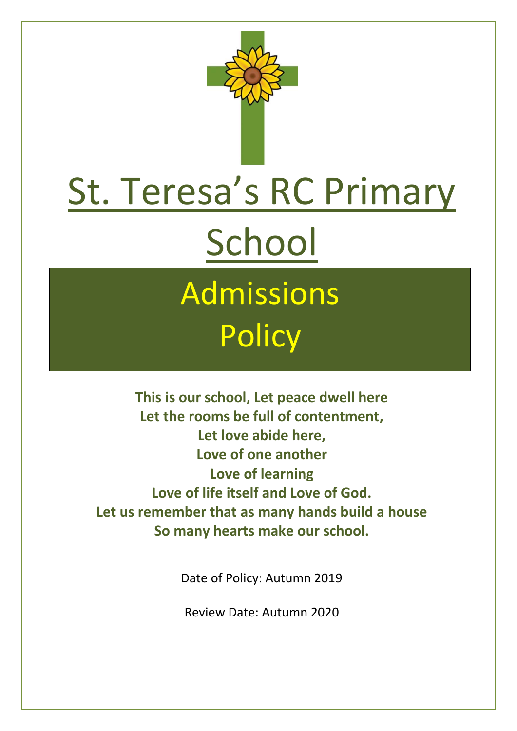# St. Teresa's RC Primary School

## Admissions Policy

**This is our school, Let peace dwell here**
**Let the rooms be full of contentment,**
**Let love abide here,**
**Love of one another**
**Love of learning**
**Love of life itself and Love of God.**
**Let us remember that as many hands build a house**
**So many hearts make our school.**

Date of Policy: Autumn 2019

Review Date: Autumn 2020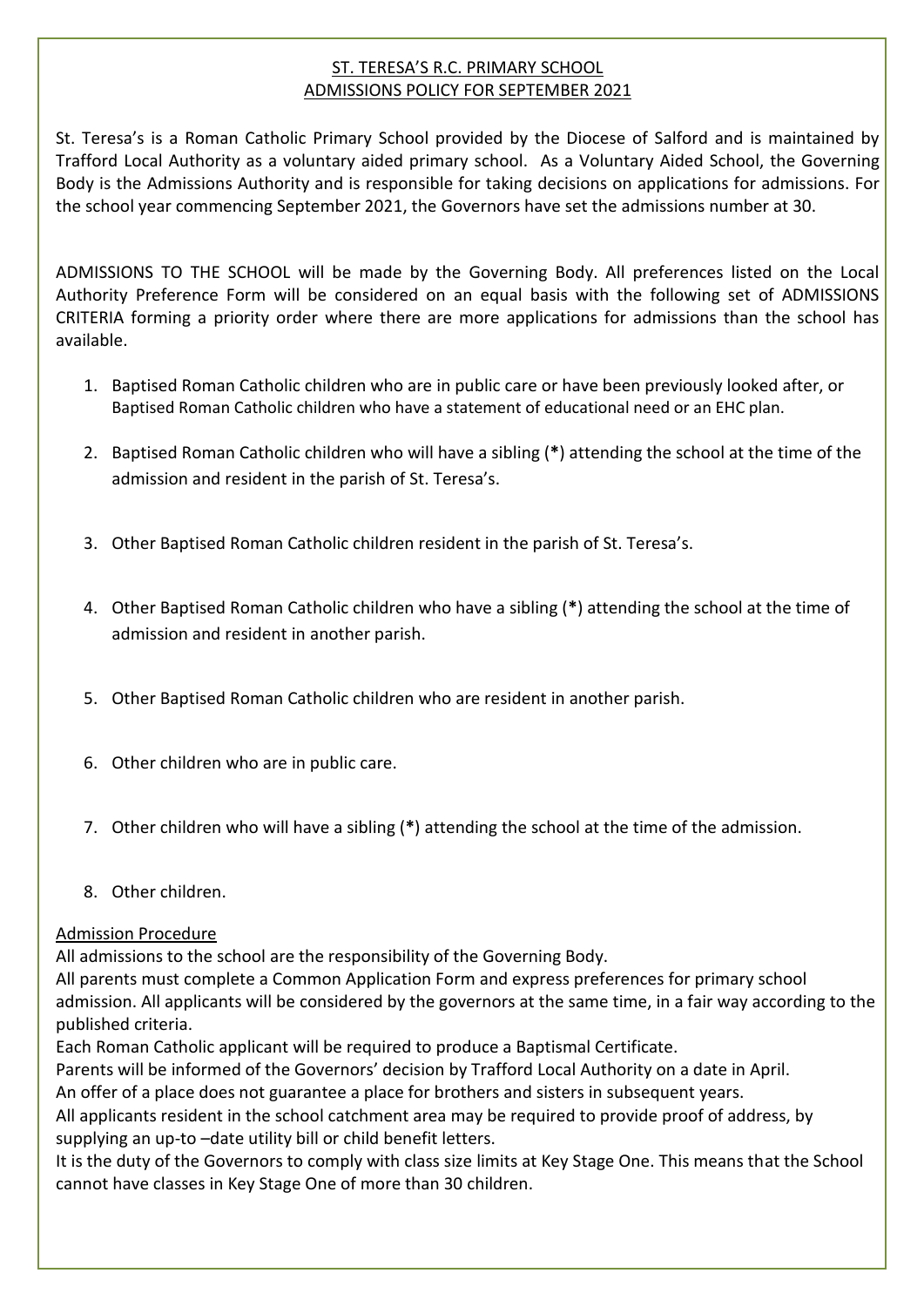# ST. TERESA'S R.C. PRIMARY SCHOOL
# ADMISSIONS POLICY FOR SEPTEMBER 2021

St. Teresa's is a Roman Catholic Primary School provided by the Diocese of Salford and is maintained by Trafford Local Authority as a voluntary aided primary school. As a Voluntary Aided School, the Governing Body is the Admissions Authority and is responsible for taking decisions on applications for admissions. For the school year commencing September 2021, the Governors have set the admissions number at 30.

ADMISSIONS TO THE SCHOOL will be made by the Governing Body. All preferences listed on the Local Authority Preference Form will be considered on an equal basis with the following set of ADMISSIONS CRITERIA forming a priority order where there are more applications for admissions than the school has available.

1. Baptised Roman Catholic children who are in public care or have been previously looked after, or Baptised Roman Catholic children who have a statement of educational need or an EHC plan.
2. Baptised Roman Catholic children who will have a sibling (**\***) attending the school at the time of the admission and resident in the parish of St. Teresa's.
3. Other Baptised Roman Catholic children resident in the parish of St. Teresa's.
4. Other Baptised Roman Catholic children who have a sibling (**\***) attending the school at the time of admission and resident in another parish.
5. Other Baptised Roman Catholic children who are resident in another parish.
6. Other children who are in public care.
7. Other children who will have a sibling (**\***) attending the school at the time of the admission.
8. Other children.

## Admission Procedure

All admissions to the school are the responsibility of the Governing Body.
All parents must complete a Common Application Form and express preferences for primary school admission. All applicants will be considered by the governors at the same time, in a fair way according to the published criteria.
Each Roman Catholic applicant will be required to produce a Baptismal Certificate.
Parents will be informed of the Governors' decision by Trafford Local Authority on a date in April.
An offer of a place does not guarantee a place for brothers and sisters in subsequent years.
All applicants resident in the school catchment area may be required to provide proof of address, by supplying an up-to –date utility bill or child benefit letters.
It is the duty of the Governors to comply with class size limits at Key Stage One. This means that the School cannot have classes in Key Stage One of more than 30 children.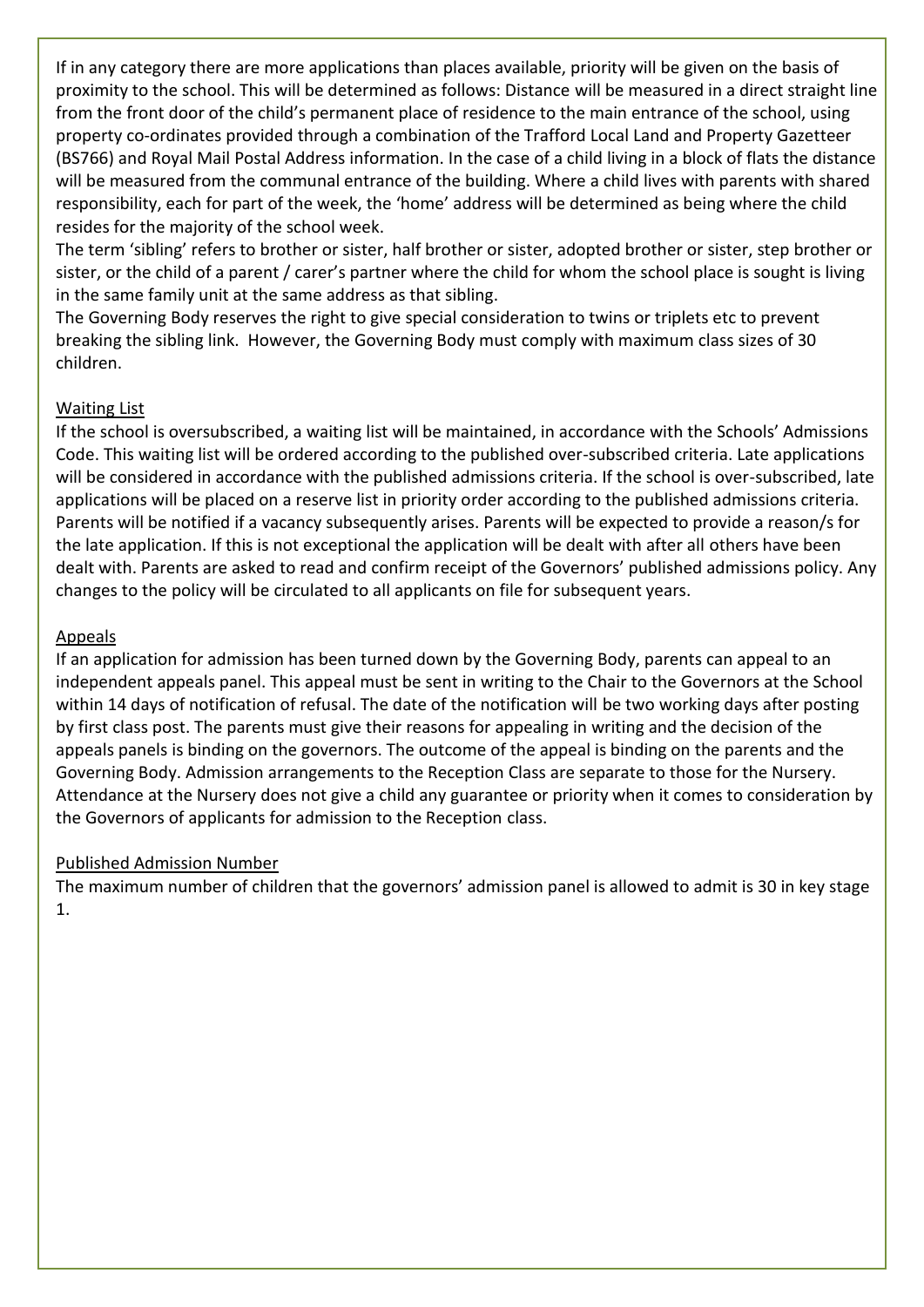If in any category there are more applications than places available, priority will be given on the basis of proximity to the school. This will be determined as follows: Distance will be measured in a direct straight line from the front door of the child's permanent place of residence to the main entrance of the school, using property co-ordinates provided through a combination of the Trafford Local Land and Property Gazetteer (BS766) and Royal Mail Postal Address information. In the case of a child living in a block of flats the distance will be measured from the communal entrance of the building. Where a child lives with parents with shared responsibility, each for part of the week, the 'home' address will be determined as being where the child resides for the majority of the school week.

The term 'sibling' refers to brother or sister, half brother or sister, adopted brother or sister, step brother or sister, or the child of a parent / carer's partner where the child for whom the school place is sought is living in the same family unit at the same address as that sibling.

The Governing Body reserves the right to give special consideration to twins or triplets etc to prevent breaking the sibling link. However, the Governing Body must comply with maximum class sizes of 30 children.

## Waiting List

If the school is oversubscribed, a waiting list will be maintained, in accordance with the Schools' Admissions Code. This waiting list will be ordered according to the published over-subscribed criteria. Late applications will be considered in accordance with the published admissions criteria. If the school is over-subscribed, late applications will be placed on a reserve list in priority order according to the published admissions criteria. Parents will be notified if a vacancy subsequently arises. Parents will be expected to provide a reason/s for the late application. If this is not exceptional the application will be dealt with after all others have been dealt with. Parents are asked to read and confirm receipt of the Governors' published admissions policy. Any changes to the policy will be circulated to all applicants on file for subsequent years.

## Appeals

If an application for admission has been turned down by the Governing Body, parents can appeal to an independent appeals panel. This appeal must be sent in writing to the Chair to the Governors at the School within 14 days of notification of refusal. The date of the notification will be two working days after posting by first class post. The parents must give their reasons for appealing in writing and the decision of the appeals panels is binding on the governors. The outcome of the appeal is binding on the parents and the Governing Body. Admission arrangements to the Reception Class are separate to those for the Nursery. Attendance at the Nursery does not give a child any guarantee or priority when it comes to consideration by the Governors of applicants for admission to the Reception class.

## Published Admission Number

The maximum number of children that the governors' admission panel is allowed to admit is 30 in key stage 1.